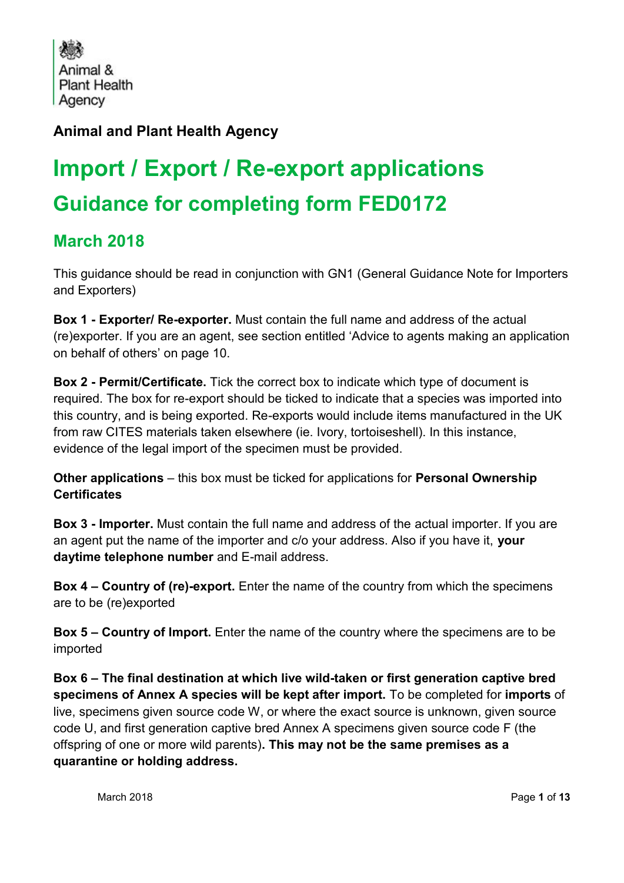Animal & Plant Health Agency

**Animal and Plant Health Agency**

# Import / Export / Re-export applications

## Guidance for completing form FED0172

### March 2018

This guidance should be read in conjunction with GN1 (General Guidance Note for Importers and Exporters)

**Box 1 - Exporter/ Re-exporter.** Must contain the full name and address of the actual (re)exporter. If you are an agent, see section entitled 'Advice to agents making an application on behalf of others' on page 10.

**Box 2 - Permit/Certificate.** Tick the correct box to indicate which type of document is required. The box for re-export should be ticked to indicate that a species was imported into this country, and is being exported. Re-exports would include items manufactured in the UK from raw CITES materials taken elsewhere (ie. Ivory, tortoiseshell). In this instance, evidence of the legal import of the specimen must be provided.

**Other applications** – this box must be ticked for applications for **Personal Ownership Certificates**

**Box 3 - Importer.** Must contain the full name and address of the actual importer. If you are an agent put the name of the importer and c/o your address. Also if you have it, **your daytime telephone number** and E-mail address.

**Box 4 – Country of (re)-export.** Enter the name of the country from which the specimens are to be (re)exported

**Box 5 – Country of Import.** Enter the name of the country where the specimens are to be imported

**Box 6 – The final destination at which live wild-taken or first generation captive bred specimens of Annex A species will be kept after import.** To be completed for **imports** of live, specimens given source code W, or where the exact source is unknown, given source code U, and first generation captive bred Annex A specimens given source code F (the offspring of one or more wild parents)**. This may not be the same premises as a quarantine or holding address.**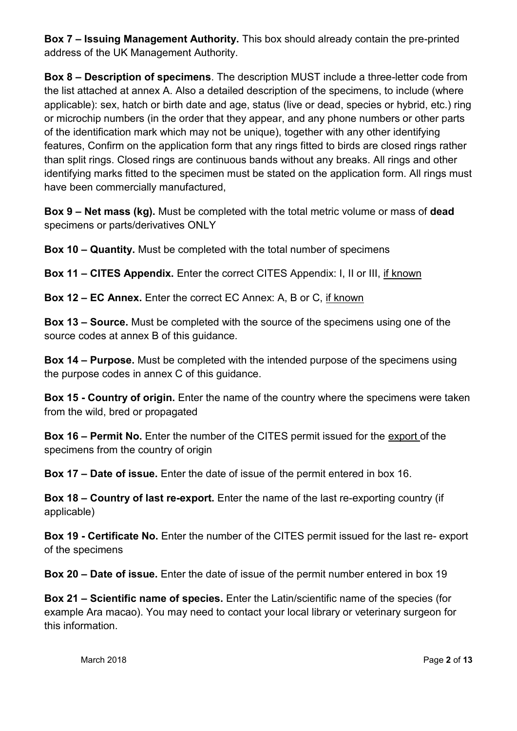**Box 7 – Issuing Management Authority.** This box should already contain the pre-printed address of the UK Management Authority.

**Box 8 – Description of specimens**. The description MUST include a three-letter code from the list attached at annex A. Also a detailed description of the specimens, to include (where applicable): sex, hatch or birth date and age, status (live or dead, species or hybrid, etc.) ring or microchip numbers (in the order that they appear, and any phone numbers or other parts of the identification mark which may not be unique), together with any other identifying features, Confirm on the application form that any rings fitted to birds are closed rings rather than split rings. Closed rings are continuous bands without any breaks. All rings and other identifying marks fitted to the specimen must be stated on the application form. All rings must have been commercially manufactured,

**Box 9 – Net mass (kg).** Must be completed with the total metric volume or mass of **dead** specimens or parts/derivatives ONLY

**Box 10 – Quantity.** Must be completed with the total number of specimens

**Box 11 – CITES Appendix.** Enter the correct CITES Appendix: I, II or III, <u>if known</u>

**Box 12 – EC Annex.** Enter the correct EC Annex: A, B or C, <u>if known</u>

**Box 13 – Source.** Must be completed with the source of the specimens using one of the source codes at annex B of this guidance.

**Box 14 – Purpose.** Must be completed with the intended purpose of the specimens using the purpose codes in annex C of this guidance.

**Box 15 - Country of origin.** Enter the name of the country where the specimens were taken from the wild, bred or propagated

**Box 16 – Permit No.** Enter the number of the CITES permit issued for the <u>export</u> of the specimens from the country of origin

**Box 17 – Date of issue.** Enter the date of issue of the permit entered in box 16.

**Box 18 – Country of last re-export.** Enter the name of the last re-exporting country (if applicable)

**Box 19 - Certificate No.** Enter the number of the CITES permit issued for the last re- export of the specimens

**Box 20 – Date of issue.** Enter the date of issue of the permit number entered in box 19

**Box 21 – Scientific name of species.** Enter the Latin/scientific name of the species (for example Ara macao). You may need to contact your local library or veterinary surgeon for this information.

March 2018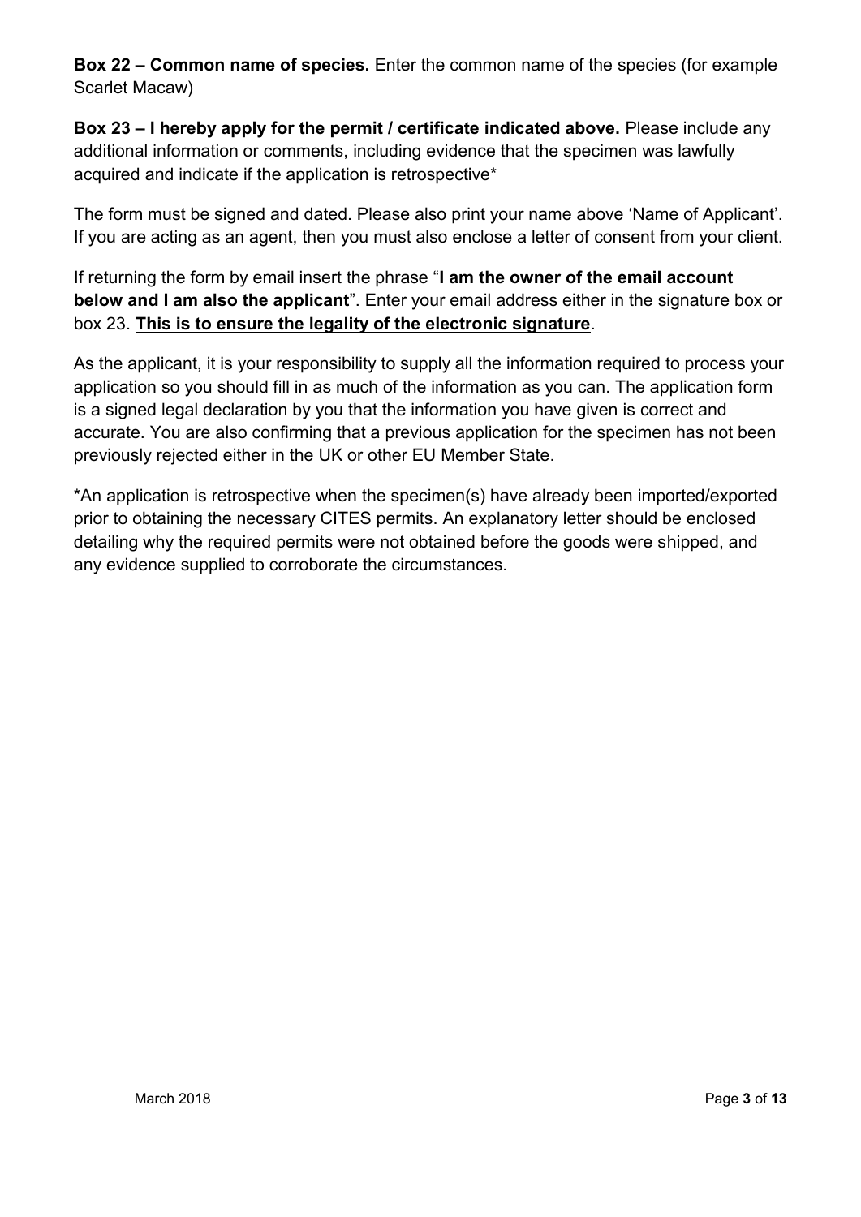**Box 22 – Common name of species.** Enter the common name of the species (for example Scarlet Macaw)

**Box 23 – I hereby apply for the permit / certificate indicated above.** Please include any additional information or comments, including evidence that the specimen was lawfully acquired and indicate if the application is retrospective*

The form must be signed and dated. Please also print your name above 'Name of Applicant'. If you are acting as an agent, then you must also enclose a letter of consent from your client.

If returning the form by email insert the phrase "**I am the owner of the email account below and I am also the applicant**". Enter your email address either in the signature box or box 23. <u>**This is to ensure the legality of the electronic signature**</u>.

As the applicant, it is your responsibility to supply all the information required to process your application so you should fill in as much of the information as you can. The application form is a signed legal declaration by you that the information you have given is correct and accurate. You are also confirming that a previous application for the specimen has not been previously rejected either in the UK or other EU Member State.

*An application is retrospective when the specimen(s) have already been imported/exported prior to obtaining the necessary CITES permits. An explanatory letter should be enclosed detailing why the required permits were not obtained before the goods were shipped, and any evidence supplied to corroborate the circumstances.

March 2018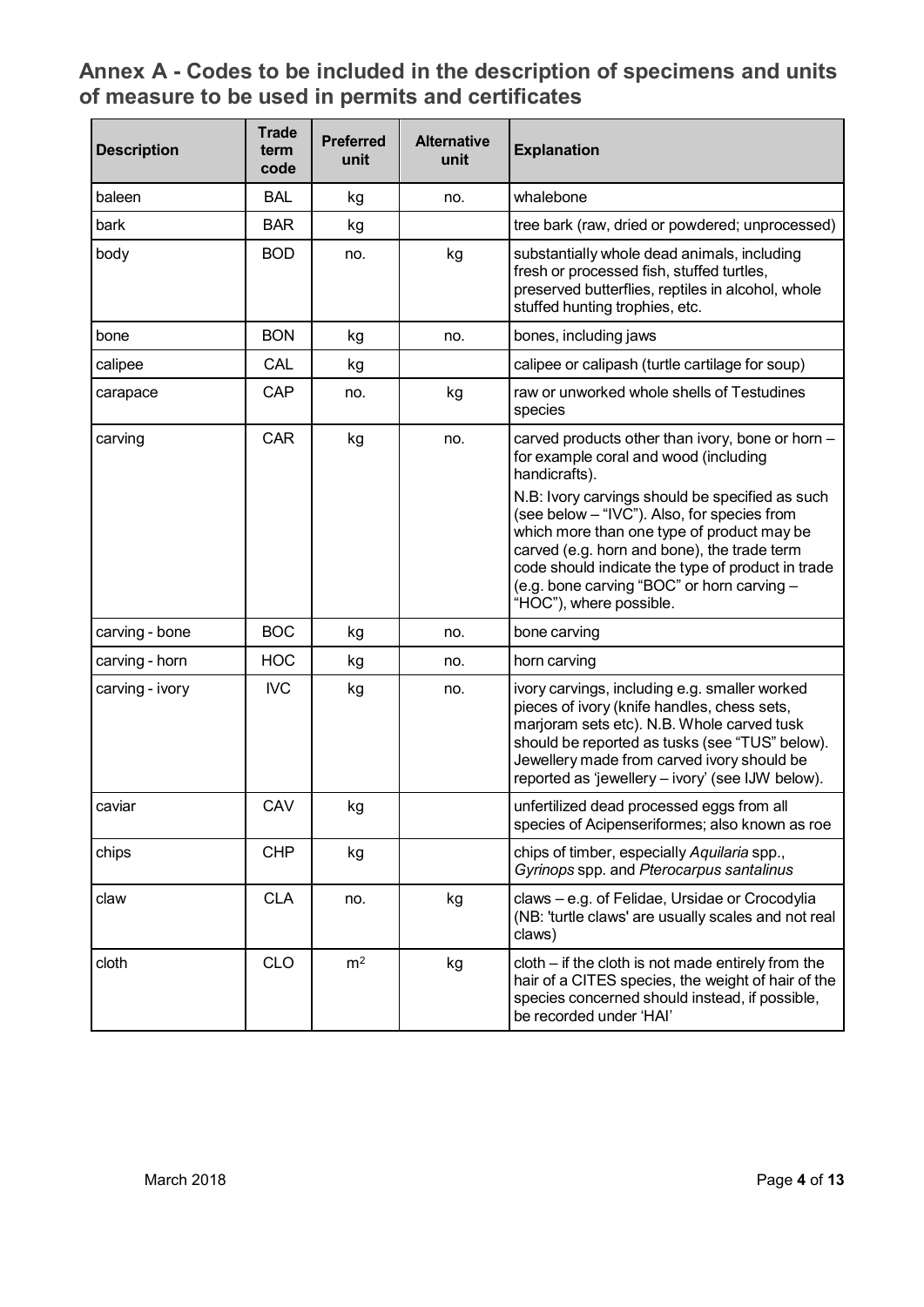## Annex A - Codes to be included in the description of specimens and units of measure to be used in permits and certificates

| Description | Trade term code | Preferred unit | Alternative unit | Explanation |
|---|---|---|---|---|
| baleen | BAL | kg | no. | whalebone |
| bark | BAR | kg | | tree bark (raw, dried or powdered; unprocessed) |
| body | BOD | no. | kg | substantially whole dead animals, including fresh or processed fish, stuffed turtles, preserved butterflies, reptiles in alcohol, whole stuffed hunting trophies, etc. |
| bone | BON | kg | no. | bones, including jaws |
| calipee | CAL | kg | | calipee or calipash (turtle cartilage for soup) |
| carapace | CAP | no. | kg | raw or unworked whole shells of Testudines species |
| carving | CAR | kg | no. | carved products other than ivory, bone or horn – for example coral and wood (including handicrafts).<br>N.B: Ivory carvings should be specified as such (see below – “IVC”). Also, for species from which more than one type of product may be carved (e.g. horn and bone), the trade term code should indicate the type of product in trade (e.g. bone carving “BOC” or horn carving – “HOC”), where possible. |
| carving - bone | BOC | kg | no. | bone carving |
| carving - horn | HOC | kg | no. | horn carving |
| carving - ivory | IVC | kg | no. | ivory carvings, including e.g. smaller worked pieces of ivory (knife handles, chess sets, marjoram sets etc). N.B. Whole carved tusk should be reported as tusks (see “TUS” below). Jewellery made from carved ivory should be reported as ‘jewellery – ivory’ (see IJW below). |
| caviar | CAV | kg | | unfertilized dead processed eggs from all species of Acipenseriformes; also known as roe |
| chips | CHP | kg | | chips of timber, especially *Aquilaria* spp., *Gyrinops* spp. and *Pterocarpus santalinus* |
| claw | CLA | no. | kg | claws – e.g. of Felidae, Ursidae or Crocodylia (NB: 'turtle claws' are usually scales and not real claws) |
| cloth | CLO | $m^2$ | kg | cloth – if the cloth is not made entirely from the hair of a CITES species, the weight of hair of the species concerned should instead, if possible, be recorded under ‘HAI’ |

March 2018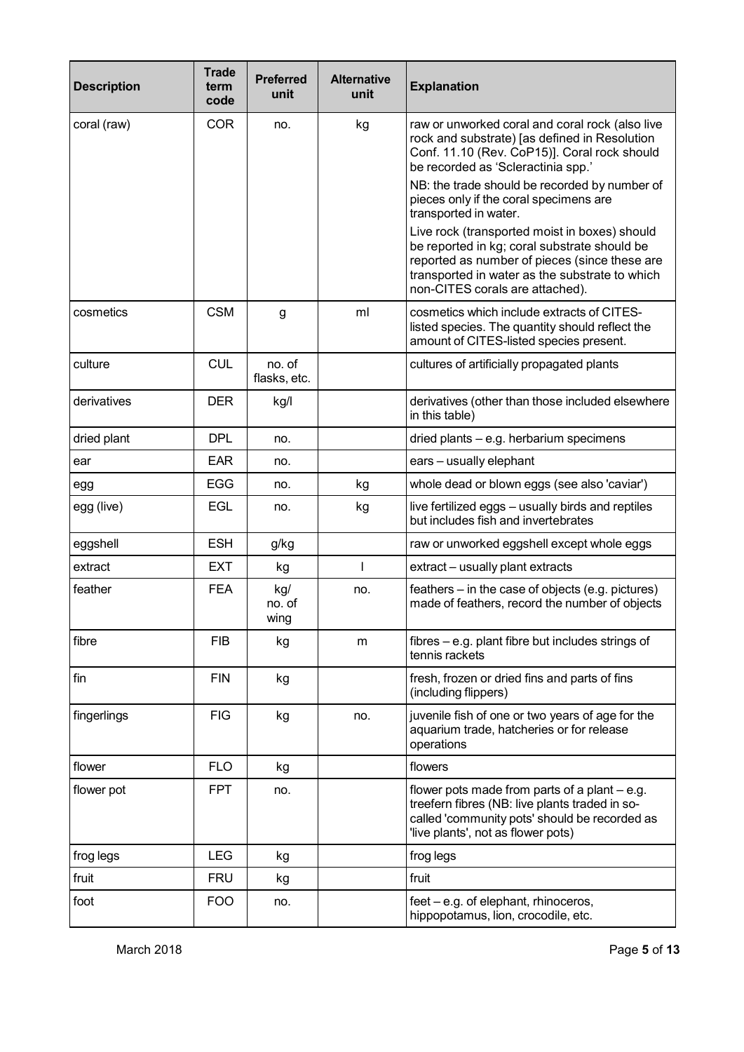| Description | Trade term code | Preferred unit | Alternative unit | Explanation |
|---|---|---|---|---|
| coral (raw) | COR | no. | kg | raw or unworked coral and coral rock (also live rock and substrate) [as defined in Resolution Conf. 11.10 (Rev. CoP15)]. Coral rock should be recorded as 'Scleractinia spp.' NB: the trade should be recorded by number of pieces only if the coral specimens are transported in water. Live rock (transported moist in boxes) should be reported in kg; coral substrate should be reported as number of pieces (since these are transported in water as the substrate to which non-CITES corals are attached). |
| cosmetics | CSM | g | ml | cosmetics which include extracts of CITES-listed species. The quantity should reflect the amount of CITES-listed species present. |
| culture | CUL | no. of flasks, etc. | | cultures of artificially propagated plants |
| derivatives | DER | kg/l | | derivatives (other than those included elsewhere in this table) |
| dried plant | DPL | no. | | dried plants – e.g. herbarium specimens |
| ear | EAR | no. | | ears – usually elephant |
| egg | EGG | no. | kg | whole dead or blown eggs (see also 'caviar') |
| egg (live) | EGL | no. | kg | live fertilized eggs – usually birds and reptiles but includes fish and invertebrates |
| eggshell | ESH | g/kg | | raw or unworked eggshell except whole eggs |
| extract | EXT | kg | l | extract – usually plant extracts |
| feather | FEA | kg/ no. of wing | no. | feathers – in the case of objects (e.g. pictures) made of feathers, record the number of objects |
| fibre | FIB | kg | m | fibres – e.g. plant fibre but includes strings of tennis rackets |
| fin | FIN | kg | | fresh, frozen or dried fins and parts of fins (including flippers) |
| fingerlings | FIG | kg | no. | juvenile fish of one or two years of age for the aquarium trade, hatcheries or for release operations |
| flower | FLO | kg | | flowers |
| flower pot | FPT | no. | | flower pots made from parts of a plant – e.g. treefern fibres (NB: live plants traded in so-called 'community pots' should be recorded as 'live plants', not as flower pots) |
| frog legs | LEG | kg | | frog legs |
| fruit | FRU | kg | | fruit |
| foot | FOO | no. | | feet – e.g. of elephant, rhinoceros, hippopotamus, lion, crocodile, etc. |

March 2018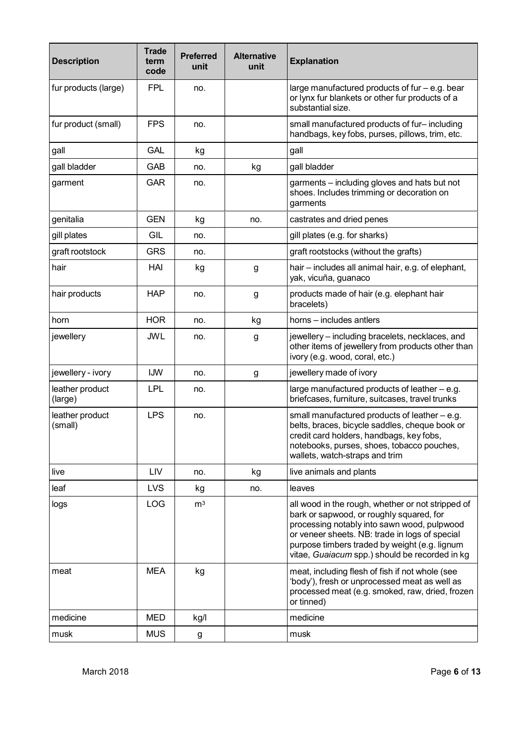| Description | Trade term code | Preferred unit | Alternative unit | Explanation |
|---|---|---|---|---|
| fur products (large) | FPL | no. | | large manufactured products of fur – e.g. bear or lynx fur blankets or other fur products of a substantial size. |
| fur product (small) | FPS | no. | | small manufactured products of fur– including handbags, key fobs, purses, pillows, trim, etc. |
| gall | GAL | kg | | gall |
| gall bladder | GAB | no. | kg | gall bladder |
| garment | GAR | no. | | garments – including gloves and hats but not shoes. Includes trimming or decoration on garments |
| genitalia | GEN | kg | no. | castrates and dried penes |
| gill plates | GIL | no. | | gill plates (e.g. for sharks) |
| graft rootstock | GRS | no. | | graft rootstocks (without the grafts) |
| hair | HAI | kg | g | hair – includes all animal hair, e.g. of elephant, yak, vicuña, guanaco |
| hair products | HAP | no. | g | products made of hair (e.g. elephant hair bracelets) |
| horn | HOR | no. | kg | horns – includes antlers |
| jewellery | JWL | no. | g | jewellery – including bracelets, necklaces, and other items of jewellery from products other than ivory (e.g. wood, coral, etc.) |
| jewellery - ivory | IJW | no. | g | jewellery made of ivory |
| leather product (large) | LPL | no. | | large manufactured products of leather – e.g. briefcases, furniture, suitcases, travel trunks |
| leather product (small) | LPS | no. | | small manufactured products of leather – e.g. belts, braces, bicycle saddles, cheque book or credit card holders, handbags, key fobs, notebooks, purses, shoes, tobacco pouches, wallets, watch-straps and trim |
| live | LIV | no. | kg | live animals and plants |
| leaf | LVS | kg | no. | leaves |
| logs | LOG | $m^3$ | | all wood in the rough, whether or not stripped of bark or sapwood, or roughly squared, for processing notably into sawn wood, pulpwood or veneer sheets. NB: trade in logs of special purpose timbers traded by weight (e.g. lignum vitae, *Guaiacum* spp.) should be recorded in kg |
| meat | MEA | kg | | meat, including flesh of fish if not whole (see 'body'), fresh or unprocessed meat as well as processed meat (e.g. smoked, raw, dried, frozen or tinned) |
| medicine | MED | kg/l | | medicine |
| musk | MUS | g | | musk |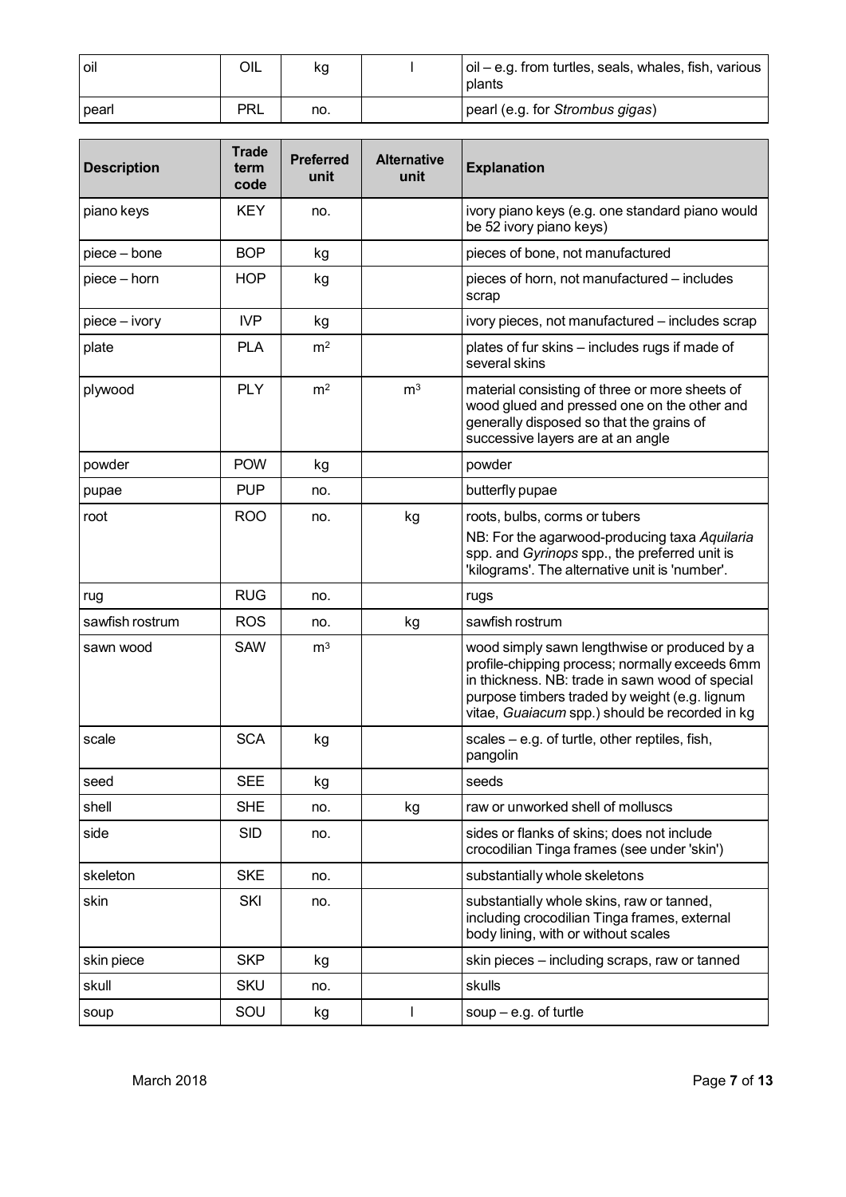| oil | OIL | kg | l | oil – e.g. from turtles, seals, whales, fish, various plants |
|---|---|---|---|---|
| pearl | PRL | no. | | pearl (e.g. for *Strombus gigas*) |

| Description | Trade term code | Preferred unit | Alternative unit | Explanation |
|---|---|---|---|---|
| piano keys | KEY | no. | | ivory piano keys (e.g. one standard piano would be 52 ivory piano keys) |
| piece – bone | BOP | kg | | pieces of bone, not manufactured |
| piece – horn | HOP | kg | | pieces of horn, not manufactured – includes scrap |
| piece – ivory | IVP | kg | | ivory pieces, not manufactured – includes scrap |
| plate | PLA | $m^2$ | | plates of fur skins – includes rugs if made of several skins |
| plywood | PLY | $m^2$ | $m^3$ | material consisting of three or more sheets of wood glued and pressed one on the other and generally disposed so that the grains of successive layers are at an angle |
| powder | POW | kg | | powder |
| pupae | PUP | no. | | butterfly pupae |
| root | ROO | no. | kg | roots, bulbs, corms or tubers<br>NB: For the agarwood-producing taxa *Aquilaria* spp. and *Gyrinops* spp., the preferred unit is 'kilograms'. The alternative unit is 'number'. |
| rug | RUG | no. | | rugs |
| sawfish rostrum | ROS | no. | kg | sawfish rostrum |
| sawn wood | SAW | $m^3$ | | wood simply sawn lengthwise or produced by a profile-chipping process; normally exceeds 6mm in thickness. NB: trade in sawn wood of special purpose timbers traded by weight (e.g. lignum vitae, *Guaiacum* spp.) should be recorded in kg |
| scale | SCA | kg | | scales – e.g. of turtle, other reptiles, fish, pangolin |
| seed | SEE | kg | | seeds |
| shell | SHE | no. | kg | raw or unworked shell of molluscs |
| side | SID | no. | | sides or flanks of skins; does not include crocodilian Tinga frames (see under 'skin') |
| skeleton | SKE | no. | | substantially whole skeletons |
| skin | SKI | no. | | substantially whole skins, raw or tanned, including crocodilian Tinga frames, external body lining, with or without scales |
| skin piece | SKP | kg | | skin pieces – including scraps, raw or tanned |
| skull | SKU | no. | | skulls |
| soup | SOU | kg | l | soup – e.g. of turtle |

March 2018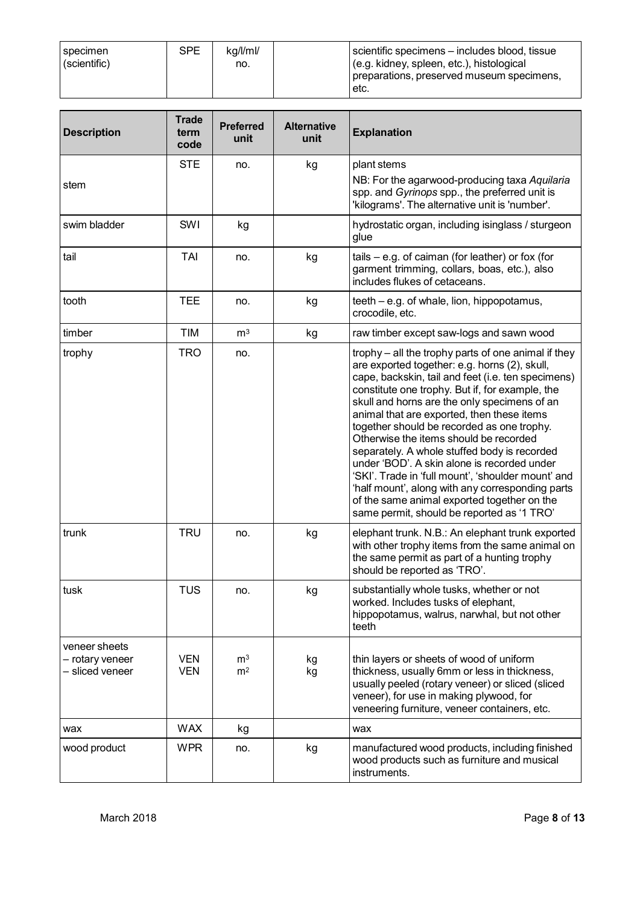| Description | Trade term code | Preferred unit | Alternative unit | Explanation |
|---|---|---|---|---|
| specimen (scientific) | SPE | kg/l/ml/ no. | | scientific specimens – includes blood, tissue (e.g. kidney, spleen, etc.), histological preparations, preserved museum specimens, etc. |
| stem | STE | no. | kg | plant stems<br>NB: For the agarwood-producing taxa *Aquilaria* spp. and *Gyrinops* spp., the preferred unit is 'kilograms'. The alternative unit is 'number'. |
| swim bladder | SWI | kg | | hydrostatic organ, including isinglass / sturgeon glue |
| tail | TAI | no. | kg | tails – e.g. of caiman (for leather) or fox (for garment trimming, collars, boas, etc.), also includes flukes of cetaceans. |
| tooth | TEE | no. | kg | teeth – e.g. of whale, lion, hippopotamus, crocodile, etc. |
| timber | TIM | $m^3$ | kg | raw timber except saw-logs and sawn wood |
| trophy | TRO | no. | | trophy – all the trophy parts of one animal if they are exported together: e.g. horns (2), skull, cape, backskin, tail and feet (i.e. ten specimens) constitute one trophy. But if, for example, the skull and horns are the only specimens of an animal that are exported, then these items together should be recorded as one trophy. Otherwise the items should be recorded separately. A whole stuffed body is recorded under 'BOD'. A skin alone is recorded under 'SKI'. Trade in 'full mount', 'shoulder mount' and 'half mount', along with any corresponding parts of the same animal exported together on the same permit, should be reported as '1 TRO' |
| trunk | TRU | no. | kg | elephant trunk. N.B.: An elephant trunk exported with other trophy items from the same animal on the same permit as part of a hunting trophy should be reported as 'TRO'. |
| tusk | TUS | no. | kg | substantially whole tusks, whether or not worked. Includes tusks of elephant, hippopotamus, walrus, narwhal, but not other teeth |
| veneer sheets<br>– rotary veneer<br>– sliced veneer | <br>VEN<br>VEN | <br>$m^3$<br>$m^2$ | <br>kg<br>kg | thin layers or sheets of wood of uniform thickness, usually 6mm or less in thickness, usually peeled (rotary veneer) or sliced (sliced veneer), for use in making plywood, for veneering furniture, veneer containers, etc. |
| wax | WAX | kg | | wax |
| wood product | WPR | no. | kg | manufactured wood products, including finished wood products such as furniture and musical instruments. |

March 2018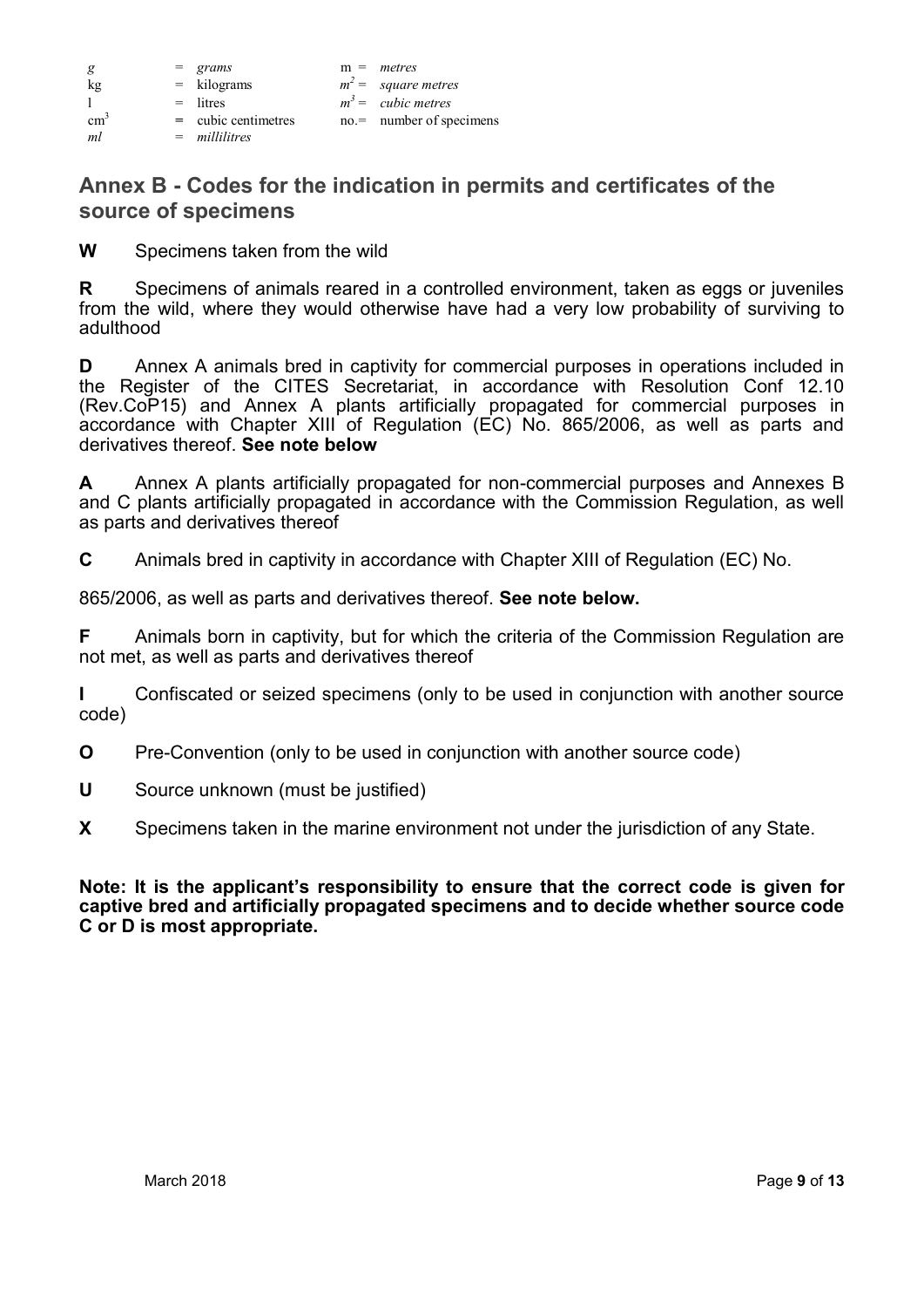| | | | |
|---|---|---|---|
| *g* | = *grams* | m = | *metres* |
| kg | = kilograms | $m^2$ = | *square metres* |
| l | = litres | $m^3$ = | *cubic metres* |
| $cm^3$ | = cubic centimetres | no.= | number of specimens |
| *ml* | = *millilitres* | | |

## Annex B - Codes for the indication in permits and certificates of the source of specimens

**W** Specimens taken from the wild

**R** Specimens of animals reared in a controlled environment, taken as eggs or juveniles from the wild, where they would otherwise have had a very low probability of surviving to adulthood

**D** Annex A animals bred in captivity for commercial purposes in operations included in the Register of the CITES Secretariat, in accordance with Resolution Conf 12.10 (Rev.CoP15) and Annex A plants artificially propagated for commercial purposes in accordance with Chapter XIII of Regulation (EC) No. 865/2006, as well as parts and derivatives thereof. **See note below**

**A** Annex A plants artificially propagated for non-commercial purposes and Annexes B and C plants artificially propagated in accordance with the Commission Regulation, as well as parts and derivatives thereof

**C** Animals bred in captivity in accordance with Chapter XIII of Regulation (EC) No.

865/2006, as well as parts and derivatives thereof. **See note below.**

**F** Animals born in captivity, but for which the criteria of the Commission Regulation are not met, as well as parts and derivatives thereof

**I** Confiscated or seized specimens (only to be used in conjunction with another source code)

**O** Pre-Convention (only to be used in conjunction with another source code)

**U** Source unknown (must be justified)

**X** Specimens taken in the marine environment not under the jurisdiction of any State.

**Note: It is the applicant's responsibility to ensure that the correct code is given for captive bred and artificially propagated specimens and to decide whether source code C or D is most appropriate.**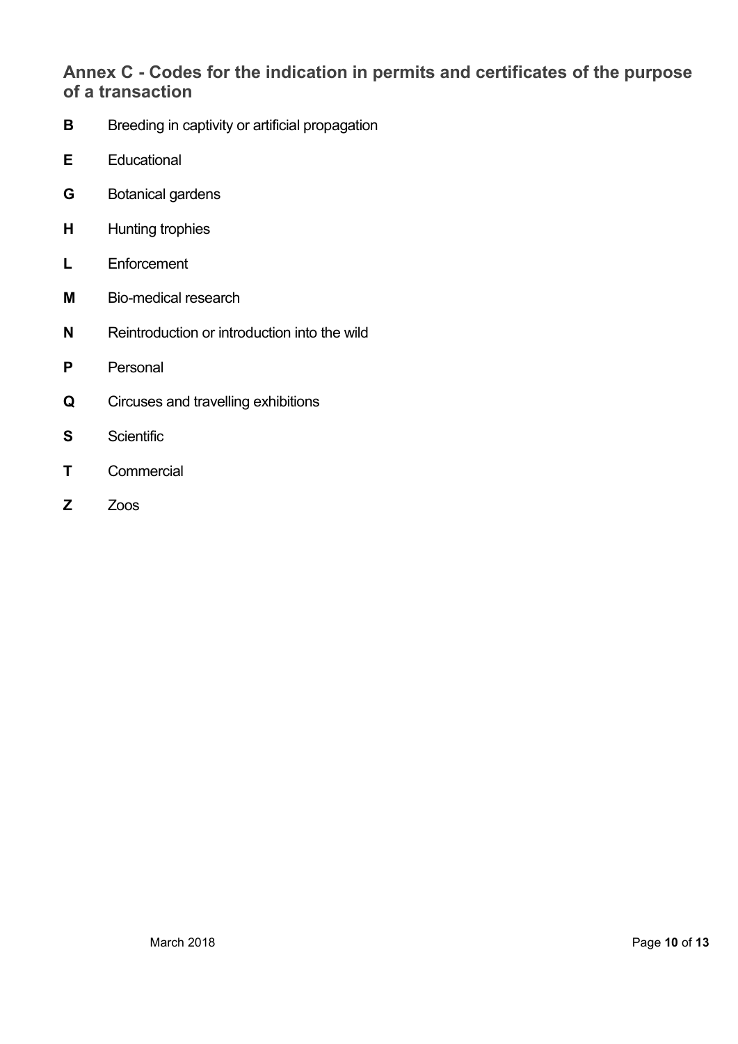## Annex C - Codes for the indication in permits and certificates of the purpose of a transaction

**B** Breeding in captivity or artificial propagation

**E** Educational

**G** Botanical gardens

**H** Hunting trophies

**L** Enforcement

**M** Bio-medical research

**N** Reintroduction or introduction into the wild

**P** Personal

**Q** Circuses and travelling exhibitions

**S** Scientific

**T** Commercial

**Z** Zoos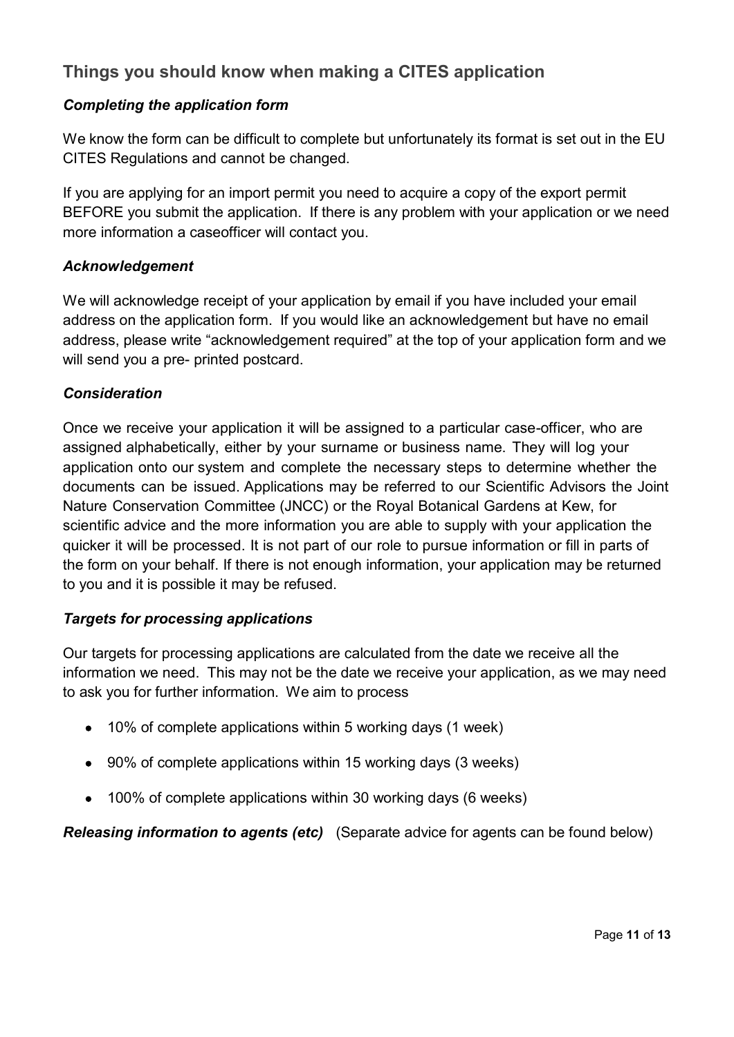## Things you should know when making a CITES application

### *Completing the application form*

We know the form can be difficult to complete but unfortunately its format is set out in the EU CITES Regulations and cannot be changed.

If you are applying for an import permit you need to acquire a copy of the export permit BEFORE you submit the application. If there is any problem with your application or we need more information a caseofficer will contact you.

### *Acknowledgement*

We will acknowledge receipt of your application by email if you have included your email address on the application form. If you would like an acknowledgement but have no email address, please write "acknowledgement required" at the top of your application form and we will send you a pre- printed postcard.

### *Consideration*

Once we receive your application it will be assigned to a particular case-officer, who are assigned alphabetically, either by your surname or business name. They will log your application onto our system and complete the necessary steps to determine whether the documents can be issued. Applications may be referred to our Scientific Advisors the Joint Nature Conservation Committee (JNCC) or the Royal Botanical Gardens at Kew, for scientific advice and the more information you are able to supply with your application the quicker it will be processed. It is not part of our role to pursue information or fill in parts of the form on your behalf. If there is not enough information, your application may be returned to you and it is possible it may be refused.

### *Targets for processing applications*

Our targets for processing applications are calculated from the date we receive all the information we need. This may not be the date we receive your application, as we may need to ask you for further information. We aim to process

- 10% of complete applications within 5 working days (1 week)
- 90% of complete applications within 15 working days (3 weeks)
- 100% of complete applications within 30 working days (6 weeks)

***Releasing information to agents (etc)*** (Separate advice for agents can be found below)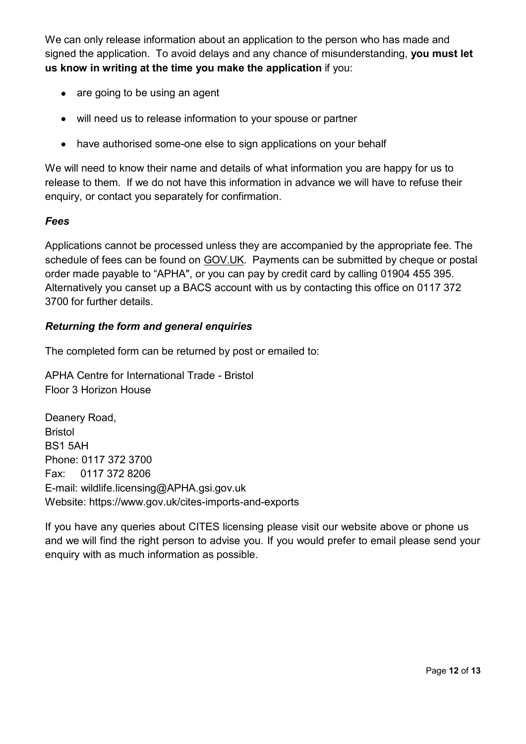We can only release information about an application to the person who has made and signed the application. To avoid delays and any chance of misunderstanding, **you must let us know in writing at the time you make the application** if you:

- are going to be using an agent
- will need us to release information to your spouse or partner
- have authorised some-one else to sign applications on your behalf

We will need to know their name and details of what information you are happy for us to release to them. If we do not have this information in advance we will have to refuse their enquiry, or contact you separately for confirmation.

### *Fees*

Applications cannot be processed unless they are accompanied by the appropriate fee. The schedule of fees can be found on GOV.UK. Payments can be submitted by cheque or postal order made payable to "APHA", or you can pay by credit card by calling 01904 455 395. Alternatively you canset up a BACS account with us by contacting this office on 0117 372 3700 for further details.

### *Returning the form and general enquiries*

The completed form can be returned by post or emailed to:

APHA Centre for International Trade - Bristol
Floor 3 Horizon House

Deanery Road,
Bristol
BS1 5AH
Phone: 0117 372 3700
Fax: 0117 372 8206
E-mail: wildlife.licensing@APHA.gsi.gov.uk
Website: https://www.gov.uk/cites-imports-and-exports

If you have any queries about CITES licensing please visit our website above or phone us and we will find the right person to advise you. If you would prefer to email please send your enquiry with as much information as possible.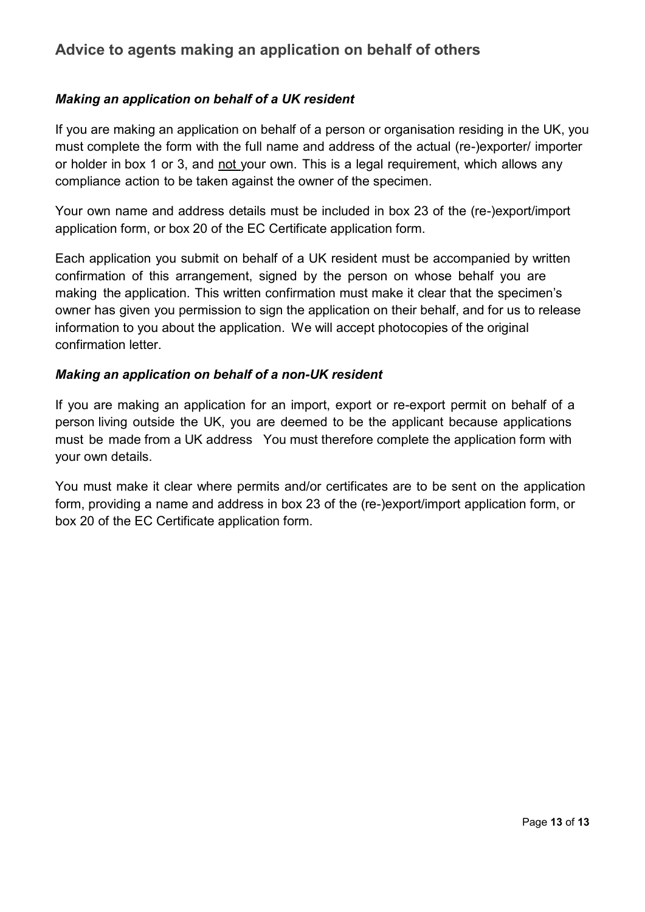## Advice to agents making an application on behalf of others

### *Making an application on behalf of a UK resident*

If you are making an application on behalf of a person or organisation residing in the UK, you must complete the form with the full name and address of the actual (re-)exporter/ importer or holder in box 1 or 3, and <u>not</u> your own. This is a legal requirement, which allows any compliance action to be taken against the owner of the specimen.

Your own name and address details must be included in box 23 of the (re-)export/import application form, or box 20 of the EC Certificate application form.

Each application you submit on behalf of a UK resident must be accompanied by written confirmation of this arrangement, signed by the person on whose behalf you are making the application. This written confirmation must make it clear that the specimen's owner has given you permission to sign the application on their behalf, and for us to release information to you about the application. We will accept photocopies of the original confirmation letter.

### *Making an application on behalf of a non-UK resident*

If you are making an application for an import, export or re-export permit on behalf of a person living outside the UK, you are deemed to be the applicant because applications must be made from a UK address You must therefore complete the application form with your own details.

You must make it clear where permits and/or certificates are to be sent on the application form, providing a name and address in box 23 of the (re-)export/import application form, or box 20 of the EC Certificate application form.